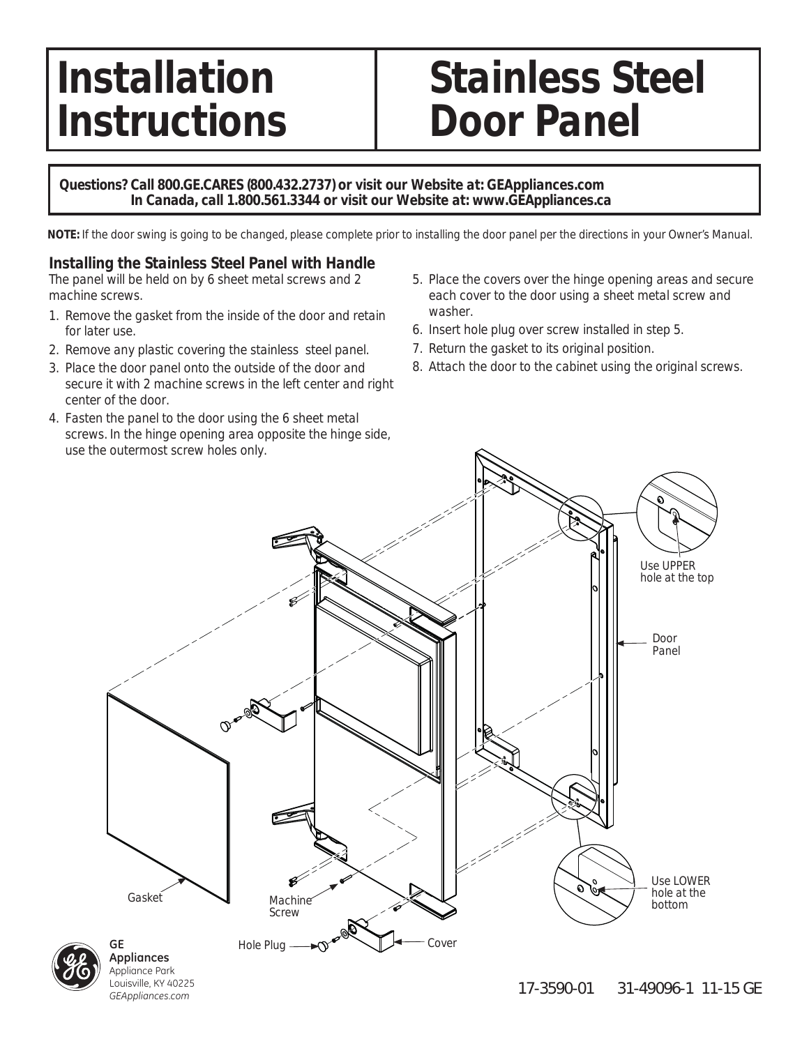# Installation Instructions

# Stainless Steel Door Panel

**Questions? Call 800.GE.CARES (800.432.2737) or visit our Website at: GEAppliances.com**
**In Canada, call 1.800.561.3344 or visit our Website at: www.GEAppliances.ca**

**NOTE:** If the door swing is going to be changed, please complete prior to installing the door panel per the directions in your Owner's Manual.

### Installing the Stainless Steel Panel with Handle

The panel will be held on by 6 sheet metal screws and 2 machine screws.

1. Remove the gasket from the inside of the door and retain for later use.
2. Remove any plastic covering the stainless steel panel.
3. Place the door panel onto the outside of the door and secure it with 2 machine screws in the left center and right center of the door.
4. Fasten the panel to the door using the 6 sheet metal screws. In the hinge opening area opposite the hinge side, use the outermost screw holes only.
5. Place the covers over the hinge opening areas and secure each cover to the door using a sheet metal screw and washer.
6. Insert hole plug over screw installed in step 5.
7. Return the gasket to its original position.
8. Attach the door to the cabinet using the original screws.

Use UPPER hole at the top

Door Panel

Use LOWER hole at the bottom

Gasket

Machine Screw

Hole Plug

Cover

GE Appliances
Appliance Park
Louisville, KY 40225
*GEAppliances.com*

17-3590-01 31-49096-1 11-15 GE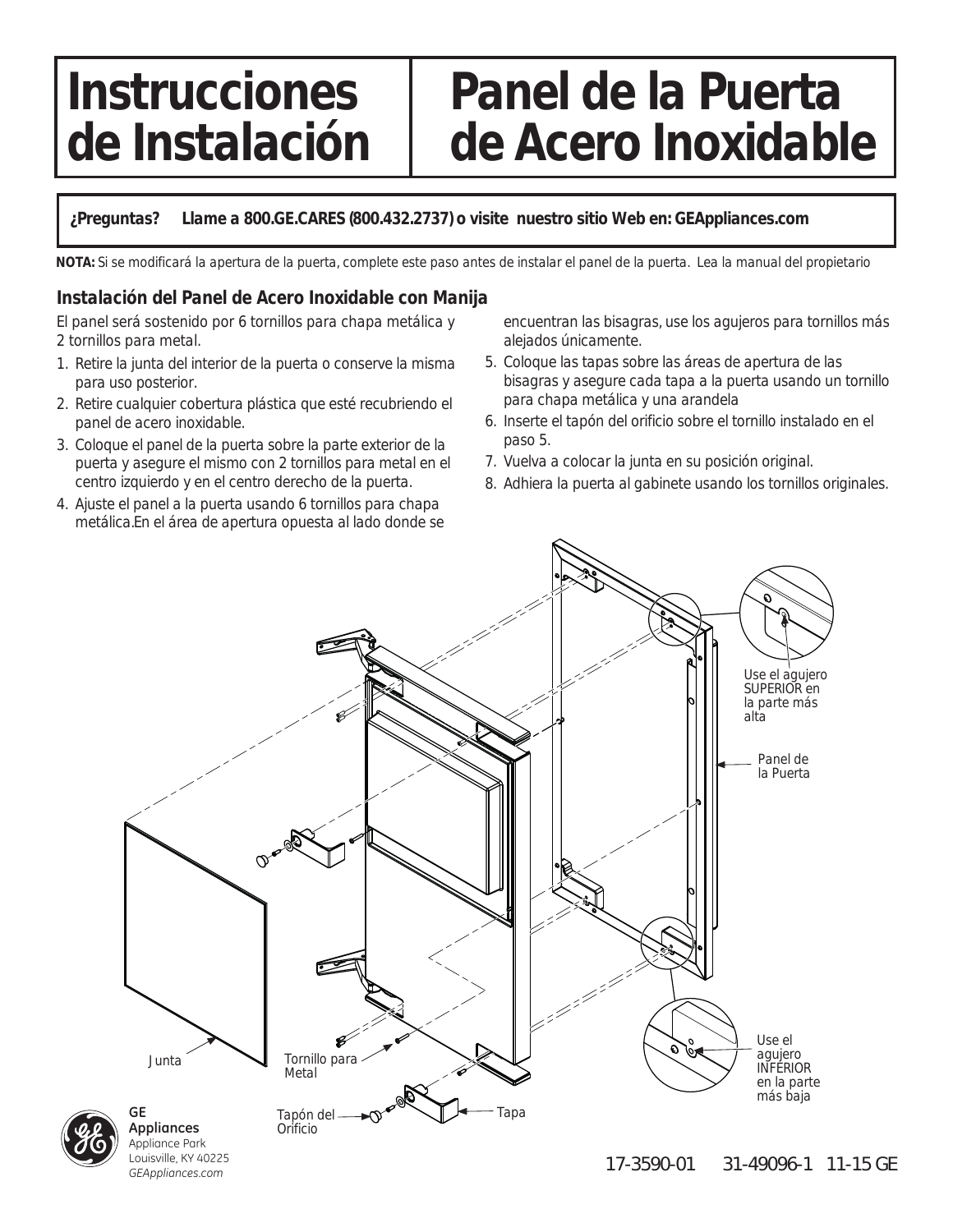# Instrucciones de Instalación

# Panel de la Puerta de Acero Inoxidable

**¿Preguntas? Llame a 800.GE.CARES (800.432.2737) o visite nuestro sitio Web en: GEAppliances.com**

**NOTA:** Si se modificará la apertura de la puerta, complete este paso antes de instalar el panel de la puerta. Lea la manual del propietario

### Instalación del Panel de Acero Inoxidable con Manija

El panel será sostenido por 6 tornillos para chapa metálica y 2 tornillos para metal.

1. Retire la junta del interior de la puerta o conserve la misma para uso posterior.
2. Retire cualquier cobertura plástica que esté recubriendo el panel de acero inoxidable.
3. Coloque el panel de la puerta sobre la parte exterior de la puerta y asegure el mismo con 2 tornillos para metal en el centro izquierdo y en el centro derecho de la puerta.
4. Ajuste el panel a la puerta usando 6 tornillos para chapa metálica.En el área de apertura opuesta al lado donde se encuentran las bisagras, use los agujeros para tornillos más alejados únicamente.
5. Coloque las tapas sobre las áreas de apertura de las bisagras y asegure cada tapa a la puerta usando un tornillo para chapa metálica y una arandela
6. Inserte el tapón del orificio sobre el tornillo instalado en el paso 5.
7. Vuelva a colocar la junta en su posición original.
8. Adhiera la puerta al gabinete usando los tornillos originales.

Use el agujero SUPERIOR en la parte más alta

Panel de la Puerta

Use el agujero INFERIOR en la parte más baja

Junta

Tornillo para Metal

Tapón del Orificio

Tapa

GE Appliances
Appliance Park
Louisville, KY 40225
GEAppliances.com

17-3590-01 31-49096-1 11-15 GE